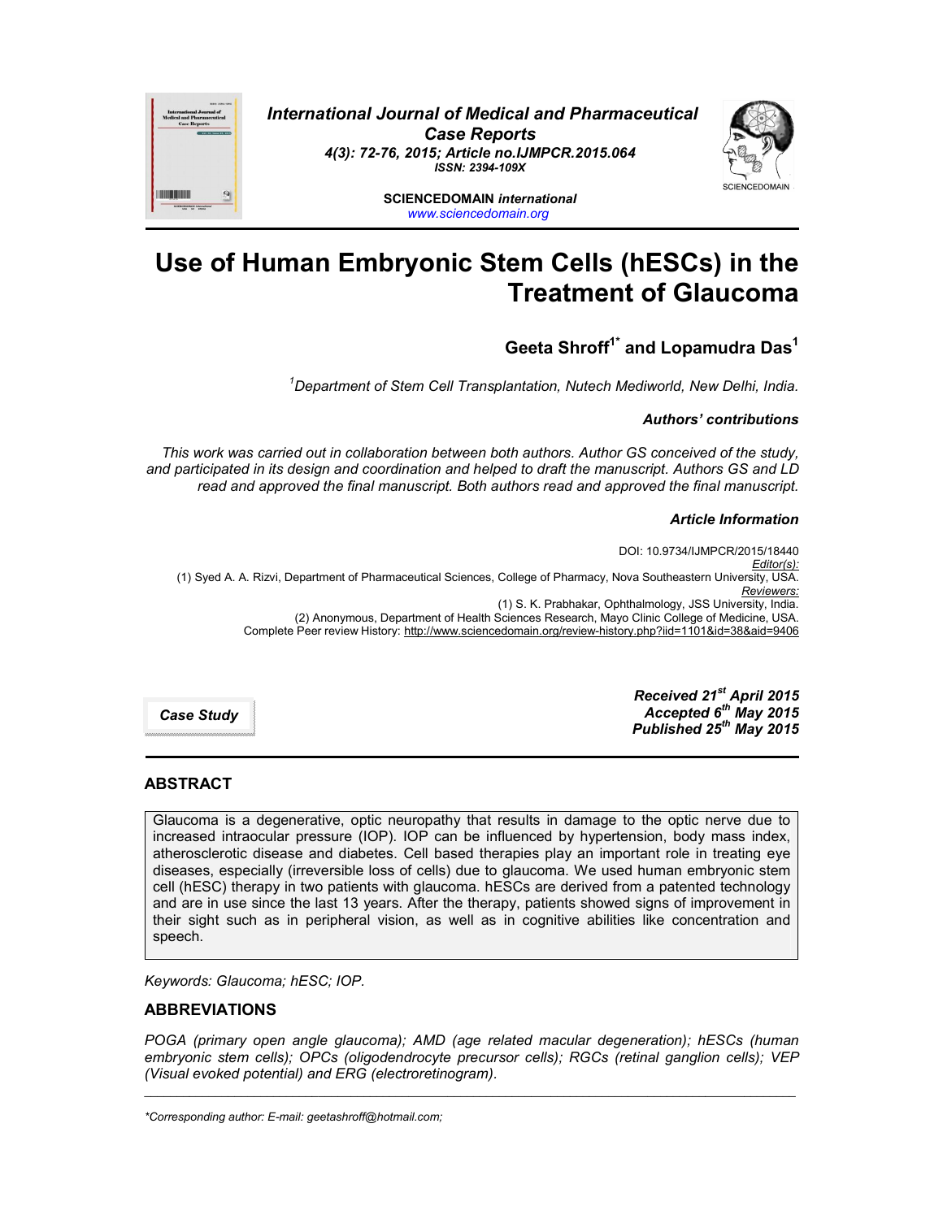*International Journal of Medical and Pharmaceutical Case Reports*
*4(3): 72-76, 2015; Article no.IJMPCR.2015.064*
*ISSN: 2394-109X*

**SCIENCEDOMAIN** ***international***
www.sciencedomain.org

# Use of Human Embryonic Stem Cells (hESCs) in the Treatment of Glaucoma

**Geeta Shroff[1*] and Lopamudra Das[1]**

*[1]Department of Stem Cell Transplantation, Nutech Mediworld, New Delhi, India.*

***Authors' contributions***

*This work was carried out in collaboration between both authors. Author GS conceived of the study, and participated in its design and coordination and helped to draft the manuscript. Authors GS and LD read and approved the final manuscript. Both authors read and approved the final manuscript.*

***Article Information***

DOI: 10.9734/IJMPCR/2015/18440
*Editor(s):*
(1) Syed A. A. Rizvi, Department of Pharmaceutical Sciences, College of Pharmacy, Nova Southeastern University, USA.
*Reviewers:*
(1) S. K. Prabhakar, Ophthalmology, JSS University, India.
(2) Anonymous, Department of Health Sciences Research, Mayo Clinic College of Medicine, USA.
Complete Peer review History: http://www.sciencedomain.org/review-history.php?iid=1101&id=38&aid=9406

***Case Study***

***Received 21st April 2015***
***Accepted 6th May 2015***
***Published 25th May 2015***

## ABSTRACT

Glaucoma is a degenerative, optic neuropathy that results in damage to the optic nerve due to increased intraocular pressure (IOP). IOP can be influenced by hypertension, body mass index, atherosclerotic disease and diabetes. Cell based therapies play an important role in treating eye diseases, especially (irreversible loss of cells) due to glaucoma. We used human embryonic stem cell (hESC) therapy in two patients with glaucoma. hESCs are derived from a patented technology and are in use since the last 13 years. After the therapy, patients showed signs of improvement in their sight such as in peripheral vision, as well as in cognitive abilities like concentration and speech.

*Keywords: Glaucoma; hESC; IOP.*

## ABBREVIATIONS

*POGA (primary open angle glaucoma); AMD (age related macular degeneration); hESCs (human embryonic stem cells); OPCs (oligodendrocyte precursor cells); RGCs (retinal ganglion cells); VEP (Visual evoked potential) and ERG (electroretinogram).*

---

*\*Corresponding author: E-mail: geetashroff@hotmail.com;*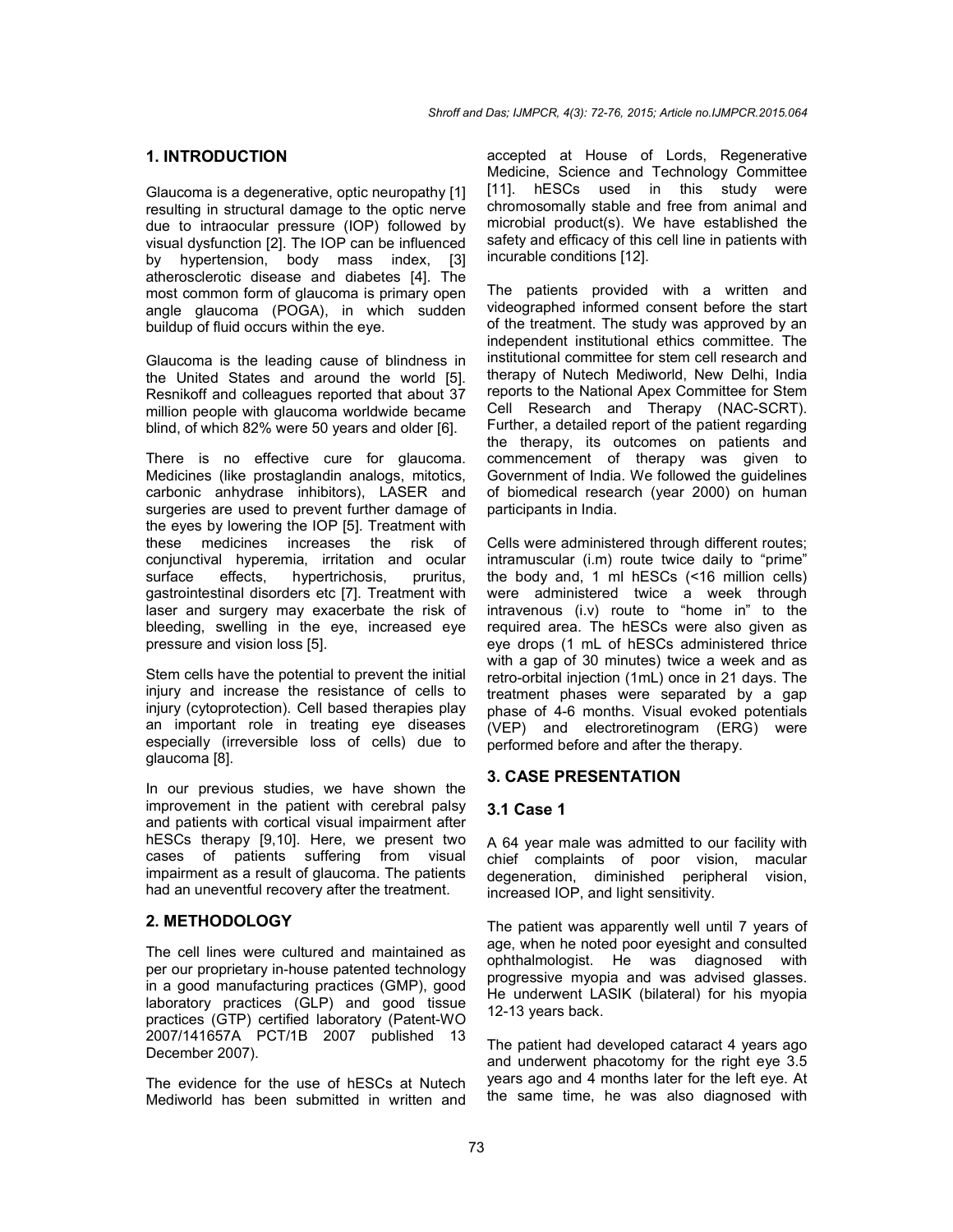## 1. INTRODUCTION

Glaucoma is a degenerative, optic neuropathy [1] resulting in structural damage to the optic nerve due to intraocular pressure (IOP) followed by visual dysfunction [2]. The IOP can be influenced by hypertension, body mass index, [3] atherosclerotic disease and diabetes [4]. The most common form of glaucoma is primary open angle glaucoma (POGA), in which sudden buildup of fluid occurs within the eye.

Glaucoma is the leading cause of blindness in the United States and around the world [5]. Resnikoff and colleagues reported that about 37 million people with glaucoma worldwide became blind, of which 82% were 50 years and older [6].

There is no effective cure for glaucoma. Medicines (like prostaglandin analogs, mitotics, carbonic anhydrase inhibitors), LASER and surgeries are used to prevent further damage of the eyes by lowering the IOP [5]. Treatment with these medicines increases the risk of conjunctival hyperemia, irritation and ocular surface effects, hypertrichosis, pruritus, gastrointestinal disorders etc [7]. Treatment with laser and surgery may exacerbate the risk of bleeding, swelling in the eye, increased eye pressure and vision loss [5].

Stem cells have the potential to prevent the initial injury and increase the resistance of cells to injury (cytoprotection). Cell based therapies play an important role in treating eye diseases especially (irreversible loss of cells) due to glaucoma [8].

In our previous studies, we have shown the improvement in the patient with cerebral palsy and patients with cortical visual impairment after hESCs therapy [9,10]. Here, we present two cases of patients suffering from visual impairment as a result of glaucoma. The patients had an uneventful recovery after the treatment.

## 2. METHODOLOGY

The cell lines were cultured and maintained as per our proprietary in-house patented technology in a good manufacturing practices (GMP), good laboratory practices (GLP) and good tissue practices (GTP) certified laboratory (Patent-WO 2007/141657A PCT/1B 2007 published 13 December 2007).

The evidence for the use of hESCs at Nutech Mediworld has been submitted in written and accepted at House of Lords, Regenerative Medicine, Science and Technology Committee [11]. hESCs used in this study were chromosomally stable and free from animal and microbial product(s). We have established the safety and efficacy of this cell line in patients with incurable conditions [12].

The patients provided with a written and videographed informed consent before the start of the treatment. The study was approved by an independent institutional ethics committee. The institutional committee for stem cell research and therapy of Nutech Mediworld, New Delhi, India reports to the National Apex Committee for Stem Cell Research and Therapy (NAC-SCRT). Further, a detailed report of the patient regarding the therapy, its outcomes on patients and commencement of therapy was given to Government of India. We followed the guidelines of biomedical research (year 2000) on human participants in India.

Cells were administered through different routes; intramuscular (i.m) route twice daily to "prime" the body and, 1 ml hESCs (<16 million cells) were administered twice a week through intravenous (i.v) route to "home in" to the required area. The hESCs were also given as eye drops (1 mL of hESCs administered thrice with a gap of 30 minutes) twice a week and as retro-orbital injection (1mL) once in 21 days. The treatment phases were separated by a gap phase of 4-6 months. Visual evoked potentials (VEP) and electroretinogram (ERG) were performed before and after the therapy.

## 3. CASE PRESENTATION

### 3.1 Case 1

A 64 year male was admitted to our facility with chief complaints of poor vision, macular degeneration, diminished peripheral vision, increased IOP, and light sensitivity.

The patient was apparently well until 7 years of age, when he noted poor eyesight and consulted ophthalmologist. He was diagnosed with progressive myopia and was advised glasses. He underwent LASIK (bilateral) for his myopia 12-13 years back.

The patient had developed cataract 4 years ago and underwent phacotomy for the right eye 3.5 years ago and 4 months later for the left eye. At the same time, he was also diagnosed with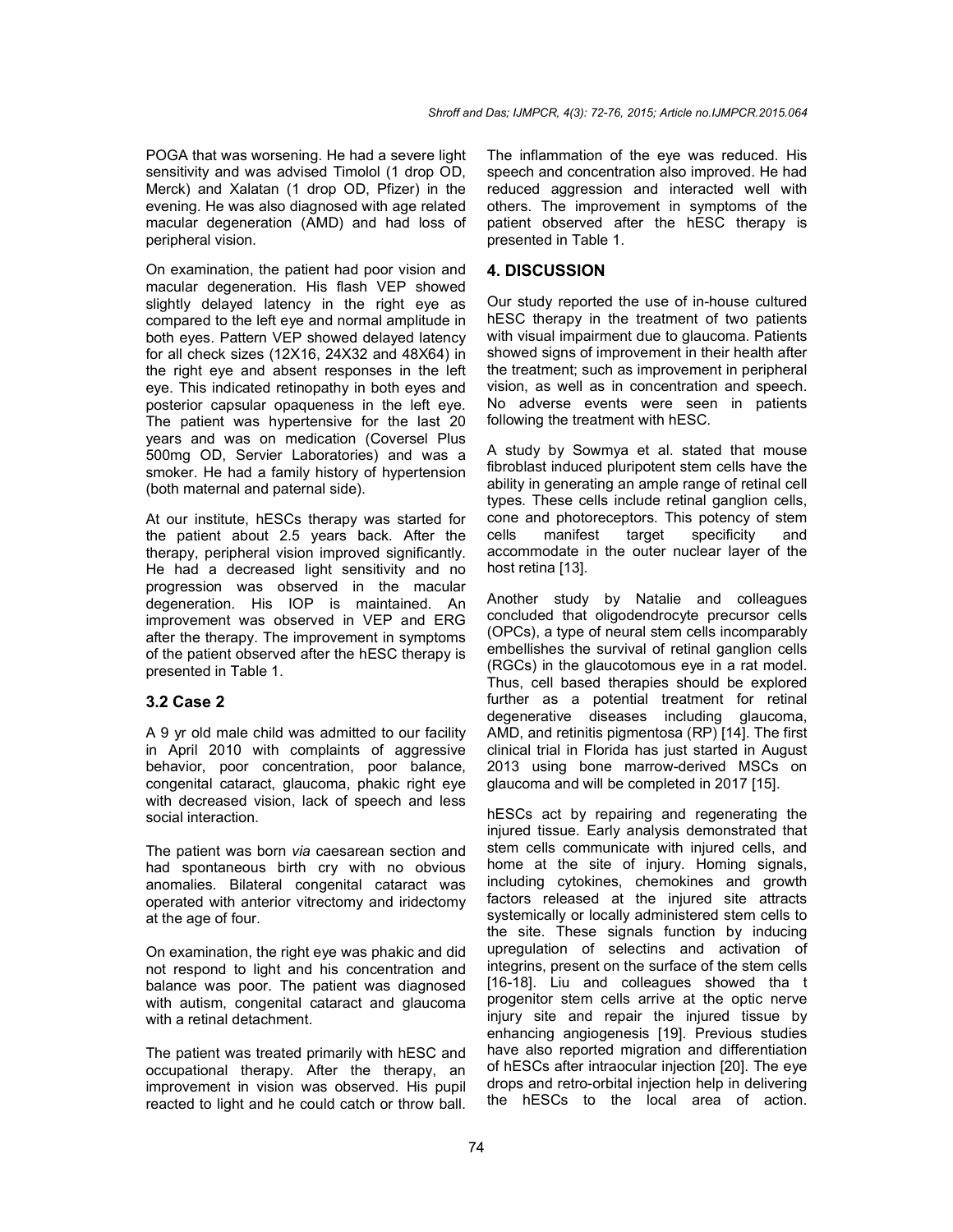POGA that was worsening. He had a severe light sensitivity and was advised Timolol (1 drop OD, Merck) and Xalatan (1 drop OD, Pfizer) in the evening. He was also diagnosed with age related macular degeneration (AMD) and had loss of peripheral vision.

On examination, the patient had poor vision and macular degeneration. His flash VEP showed slightly delayed latency in the right eye as compared to the left eye and normal amplitude in both eyes. Pattern VEP showed delayed latency for all check sizes (12X16, 24X32 and 48X64) in the right eye and absent responses in the left eye. This indicated retinopathy in both eyes and posterior capsular opaqueness in the left eye. The patient was hypertensive for the last 20 years and was on medication (Coversel Plus 500mg OD, Servier Laboratories) and was a smoker. He had a family history of hypertension (both maternal and paternal side).

At our institute, hESCs therapy was started for the patient about 2.5 years back. After the therapy, peripheral vision improved significantly. He had a decreased light sensitivity and no progression was observed in the macular degeneration. His IOP is maintained. An improvement was observed in VEP and ERG after the therapy. The improvement in symptoms of the patient observed after the hESC therapy is presented in Table 1.

### 3.2 Case 2

A 9 yr old male child was admitted to our facility in April 2010 with complaints of aggressive behavior, poor concentration, poor balance, congenital cataract, glaucoma, phakic right eye with decreased vision, lack of speech and less social interaction.

The patient was born *via* caesarean section and had spontaneous birth cry with no obvious anomalies. Bilateral congenital cataract was operated with anterior vitrectomy and iridectomy at the age of four.

On examination, the right eye was phakic and did not respond to light and his concentration and balance was poor. The patient was diagnosed with autism, congenital cataract and glaucoma with a retinal detachment.

The patient was treated primarily with hESC and occupational therapy. After the therapy, an improvement in vision was observed. His pupil reacted to light and he could catch or throw ball. The inflammation of the eye was reduced. His speech and concentration also improved. He had reduced aggression and interacted well with others. The improvement in symptoms of the patient observed after the hESC therapy is presented in Table 1.

## 4. DISCUSSION

Our study reported the use of in-house cultured hESC therapy in the treatment of two patients with visual impairment due to glaucoma. Patients showed signs of improvement in their health after the treatment; such as improvement in peripheral vision, as well as in concentration and speech. No adverse events were seen in patients following the treatment with hESC.

A study by Sowmya et al. stated that mouse fibroblast induced pluripotent stem cells have the ability in generating an ample range of retinal cell types. These cells include retinal ganglion cells, cone and photoreceptors. This potency of stem cells manifest target specificity and accommodate in the outer nuclear layer of the host retina [13].

Another study by Natalie and colleagues concluded that oligodendrocyte precursor cells (OPCs), a type of neural stem cells incomparably embellishes the survival of retinal ganglion cells (RGCs) in the glaucotomous eye in a rat model. Thus, cell based therapies should be explored further as a potential treatment for retinal degenerative diseases including glaucoma, AMD, and retinitis pigmentosa (RP) [14]. The first clinical trial in Florida has just started in August 2013 using bone marrow-derived MSCs on glaucoma and will be completed in 2017 [15].

hESCs act by repairing and regenerating the injured tissue. Early analysis demonstrated that stem cells communicate with injured cells, and home at the site of injury. Homing signals, including cytokines, chemokines and growth factors released at the injured site attracts systemically or locally administered stem cells to the site. These signals function by inducing upregulation of selectins and activation of integrins, present on the surface of the stem cells [16-18]. Liu and colleagues showed tha t progenitor stem cells arrive at the optic nerve injury site and repair the injured tissue by enhancing angiogenesis [19]. Previous studies have also reported migration and differentiation of hESCs after intraocular injection [20]. The eye drops and retro-orbital injection help in delivering the hESCs to the local area of action.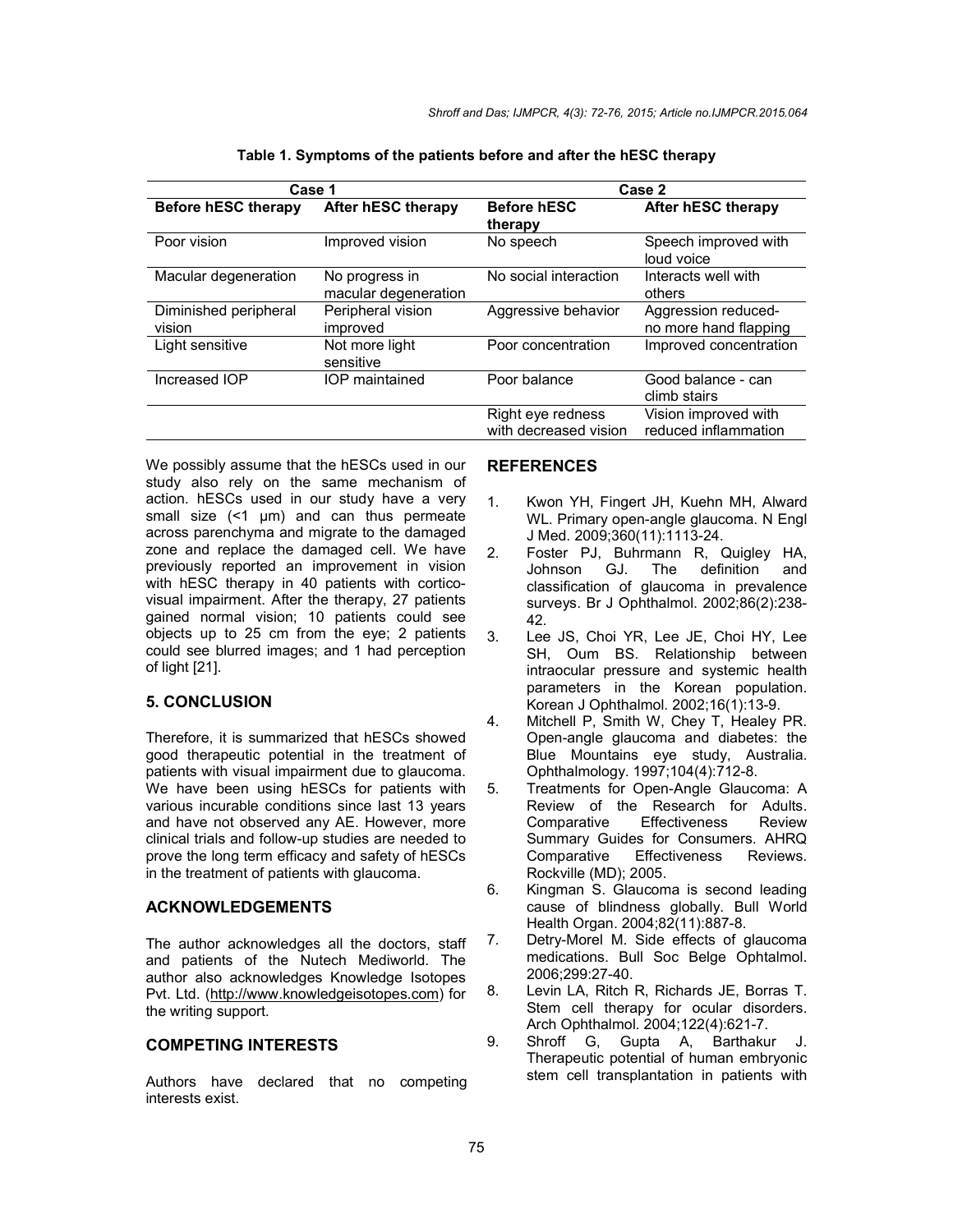**Table 1. Symptoms of the patients before and after the hESC therapy**

| Case 1 | | Case 2 | |
|---|---|---|---|
| **Before hESC therapy** | **After hESC therapy** | **Before hESC therapy** | **After hESC therapy** |
| Poor vision | Improved vision | No speech | Speech improved with loud voice |
| Macular degeneration | No progress in macular degeneration | No social interaction | Interacts well with others |
| Diminished peripheral vision | Peripheral vision improved | Aggressive behavior | Aggression reduced- no more hand flapping |
| Light sensitive | Not more light sensitive | Poor concentration | Improved concentration |
| Increased IOP | IOP maintained | Poor balance | Good balance - can climb stairs |
| | | Right eye redness with decreased vision | Vision improved with reduced inflammation |

We possibly assume that the hESCs used in our study also rely on the same mechanism of action. hESCs used in our study have a very small size (<1 µm) and can thus permeate across parenchyma and migrate to the damaged zone and replace the damaged cell. We have previously reported an improvement in vision with hESC therapy in 40 patients with cortico-visual impairment. After the therapy, 27 patients gained normal vision; 10 patients could see objects up to 25 cm from the eye; 2 patients could see blurred images; and 1 had perception of light [21].

## 5. CONCLUSION

Therefore, it is summarized that hESCs showed good therapeutic potential in the treatment of patients with visual impairment due to glaucoma. We have been using hESCs for patients with various incurable conditions since last 13 years and have not observed any AE. However, more clinical trials and follow-up studies are needed to prove the long term efficacy and safety of hESCs in the treatment of patients with glaucoma.

## ACKNOWLEDGEMENTS

The author acknowledges all the doctors, staff and patients of the Nutech Mediworld. The author also acknowledges Knowledge Isotopes Pvt. Ltd. (http://www.knowledgeisotopes.com) for the writing support.

## COMPETING INTERESTS

Authors have declared that no competing interests exist.

## REFERENCES

1. Kwon YH, Fingert JH, Kuehn MH, Alward WL. Primary open-angle glaucoma. N Engl J Med. 2009;360(11):1113-24.
2. Foster PJ, Buhrmann R, Quigley HA, Johnson GJ. The definition and classification of glaucoma in prevalence surveys. Br J Ophthalmol. 2002;86(2):238-42.
3. Lee JS, Choi YR, Lee JE, Choi HY, Lee SH, Oum BS. Relationship between intraocular pressure and systemic health parameters in the Korean population. Korean J Ophthalmol. 2002;16(1):13-9.
4. Mitchell P, Smith W, Chey T, Healey PR. Open-angle glaucoma and diabetes: the Blue Mountains eye study, Australia. Ophthalmology. 1997;104(4):712-8.
5. Treatments for Open-Angle Glaucoma: A Review of the Research for Adults. Comparative Effectiveness Review Summary Guides for Consumers. AHRQ Comparative Effectiveness Reviews. Rockville (MD); 2005.
6. Kingman S. Glaucoma is second leading cause of blindness globally. Bull World Health Organ. 2004;82(11):887-8.
7. Detry-Morel M. Side effects of glaucoma medications. Bull Soc Belge Ophtalmol. 2006;299:27-40.
8. Levin LA, Ritch R, Richards JE, Borras T. Stem cell therapy for ocular disorders. Arch Ophthalmol. 2004;122(4):621-7.
9. Shroff G, Gupta A, Barthakur J. Therapeutic potential of human embryonic stem cell transplantation in patients with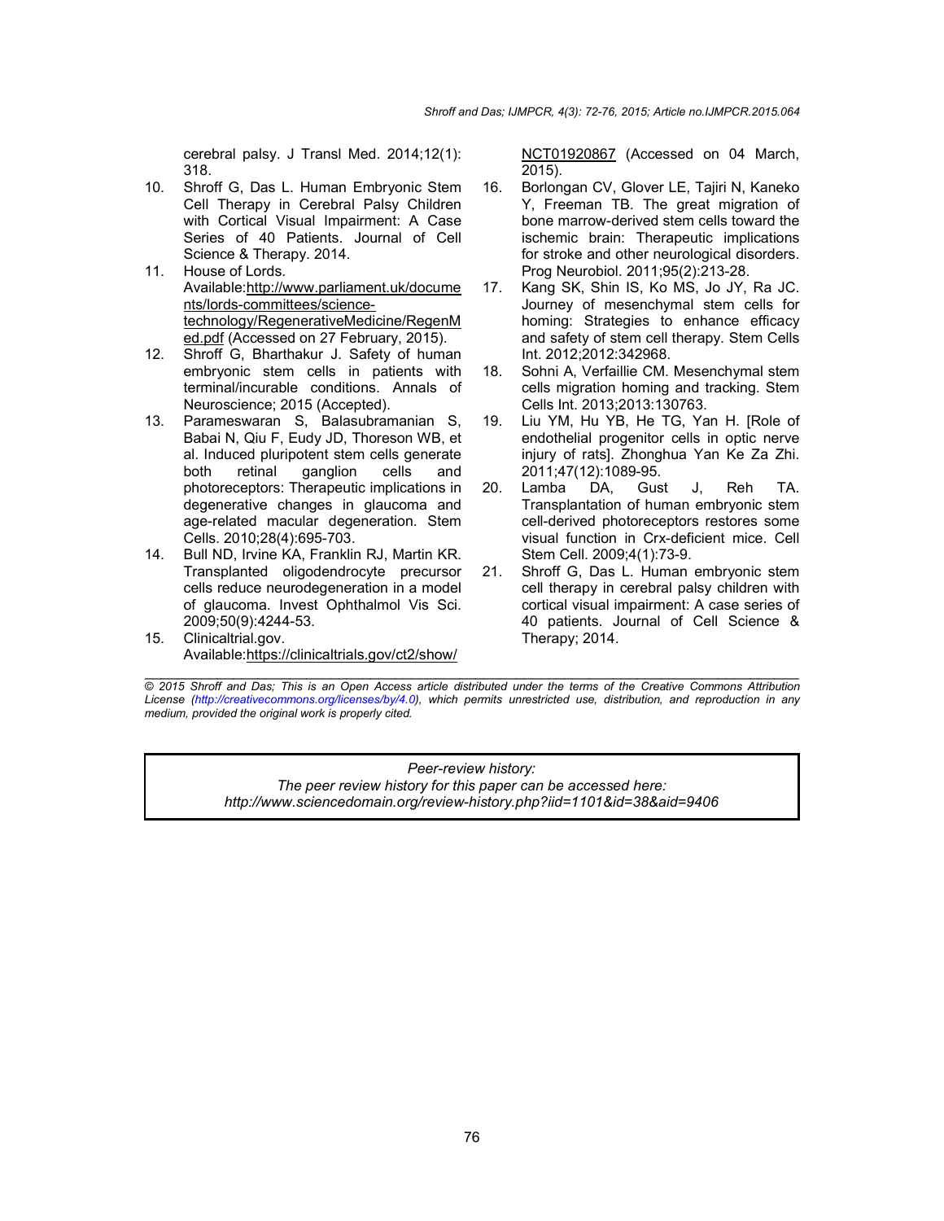cerebral palsy. J Transl Med. 2014;12(1): 318.

10. Shroff G, Das L. Human Embryonic Stem Cell Therapy in Cerebral Palsy Children with Cortical Visual Impairment: A Case Series of 40 Patients. Journal of Cell Science & Therapy. 2014.
11. House of Lords. Available:http://www.parliament.uk/documents/lords-committees/science-technology/RegenerativeMedicine/RegenMed.pdf (Accessed on 27 February, 2015).
12. Shroff G, Bharthakur J. Safety of human embryonic stem cells in patients with terminal/incurable conditions. Annals of Neuroscience; 2015 (Accepted).
13. Parameswaran S, Balasubramanian S, Babai N, Qiu F, Eudy JD, Thoreson WB, et al. Induced pluripotent stem cells generate both retinal ganglion cells and photoreceptors: Therapeutic implications in degenerative changes in glaucoma and age-related macular degeneration. Stem Cells. 2010;28(4):695-703.
14. Bull ND, Irvine KA, Franklin RJ, Martin KR. Transplanted oligodendrocyte precursor cells reduce neurodegeneration in a model of glaucoma. Invest Ophthalmol Vis Sci. 2009;50(9):4244-53.
15. Clinicaltrial.gov. Available:https://clinicaltrials.gov/ct2/show/NCT01920867 (Accessed on 04 March, 2015).
16. Borlongan CV, Glover LE, Tajiri N, Kaneko Y, Freeman TB. The great migration of bone marrow-derived stem cells toward the ischemic brain: Therapeutic implications for stroke and other neurological disorders. Prog Neurobiol. 2011;95(2):213-28.
17. Kang SK, Shin IS, Ko MS, Jo JY, Ra JC. Journey of mesenchymal stem cells for homing: Strategies to enhance efficacy and safety of stem cell therapy. Stem Cells Int. 2012;2012:342968.
18. Sohni A, Verfaillie CM. Mesenchymal stem cells migration homing and tracking. Stem Cells Int. 2013;2013:130763.
19. Liu YM, Hu YB, He TG, Yan H. [Role of endothelial progenitor cells in optic nerve injury of rats]. Zhonghua Yan Ke Za Zhi. 2011;47(12):1089-95.
20. Lamba DA, Gust J, Reh TA. Transplantation of human embryonic stem cell-derived photoreceptors restores some visual function in Crx-deficient mice. Cell Stem Cell. 2009;4(1):73-9.
21. Shroff G, Das L. Human embryonic stem cell therapy in cerebral palsy children with cortical visual impairment: A case series of 40 patients. Journal of Cell Science & Therapy; 2014.

---

*© 2015 Shroff and Das; This is an Open Access article distributed under the terms of the Creative Commons Attribution License (http://creativecommons.org/licenses/by/4.0), which permits unrestricted use, distribution, and reproduction in any medium, provided the original work is properly cited.*

*Peer-review history:*
*The peer review history for this paper can be accessed here:*
*http://www.sciencedomain.org/review-history.php?iid=1101&id=38&aid=9406*